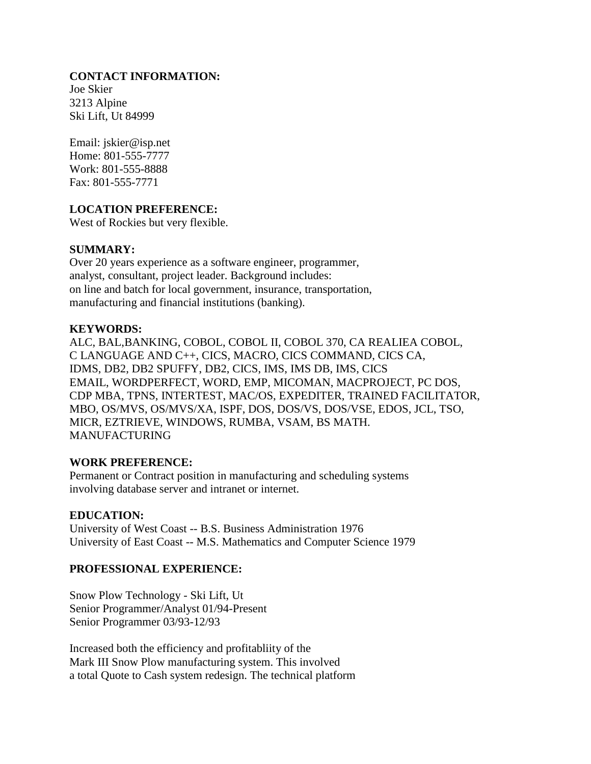**CONTACT INFORMATION:**
Joe Skier
3213 Alpine
Ski Lift, Ut 84999

Email: jskier@isp.net
Home: 801-555-7777
Work: 801-555-8888
Fax: 801-555-7771

**LOCATION PREFERENCE:**
West of Rockies but very flexible.

**SUMMARY:**
Over 20 years experience as a software engineer, programmer, analyst, consultant, project leader. Background includes: on line and batch for local government, insurance, transportation, manufacturing and financial institutions (banking).

**KEYWORDS:**
ALC, BAL,BANKING, COBOL, COBOL II, COBOL 370, CA REALIEA COBOL, C LANGUAGE AND C++, CICS, MACRO, CICS COMMAND, CICS CA, IDMS, DB2, DB2 SPUFFY, DB2, CICS, IMS, IMS DB, IMS, CICS EMAIL, WORDPERFECT, WORD, EMP, MICOMAN, MACPROJECT, PC DOS, CDP MBA, TPNS, INTERTEST, MAC/OS, EXPEDITER, TRAINED FACILITATOR, MBO, OS/MVS, OS/MVS/XA, ISPF, DOS, DOS/VS, DOS/VSE, EDOS, JCL, TSO, MICR, EZTRIEVE, WINDOWS, RUMBA, VSAM, BS MATH. MANUFACTURING

**WORK PREFERENCE:**
Permanent or Contract position in manufacturing and scheduling systems involving database server and intranet or internet.

**EDUCATION:**
University of West Coast -- B.S. Business Administration 1976
University of East Coast -- M.S. Mathematics and Computer Science 1979

**PROFESSIONAL EXPERIENCE:**

Snow Plow Technology - Ski Lift, Ut
Senior Programmer/Analyst 01/94-Present
Senior Programmer 03/93-12/93

Increased both the efficiency and profitabliity of the Mark III Snow Plow manufacturing system. This involved a total Quote to Cash system redesign. The technical platform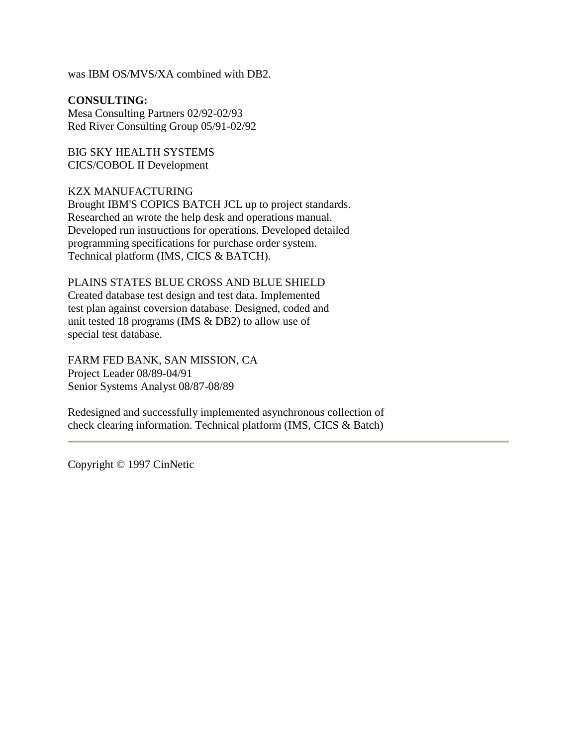was IBM OS/MVS/XA combined with DB2.

**CONSULTING:**
Mesa Consulting Partners 02/92-02/93
Red River Consulting Group 05/91-02/92

BIG SKY HEALTH SYSTEMS
CICS/COBOL II Development

KZX MANUFACTURING
Brought IBM'S COPICS BATCH JCL up to project standards. Researched an wrote the help desk and operations manual. Developed run instructions for operations. Developed detailed programming specifications for purchase order system. Technical platform (IMS, CICS & BATCH).

PLAINS STATES BLUE CROSS AND BLUE SHIELD
Created database test design and test data. Implemented test plan against coversion database. Designed, coded and unit tested 18 programs (IMS & DB2) to allow use of special test database.

FARM FED BANK, SAN MISSION, CA
Project Leader 08/89-04/91
Senior Systems Analyst 08/87-08/89

Redesigned and successfully implemented asynchronous collection of check clearing information. Technical platform (IMS, CICS & Batch)

---

Copyright © 1997 CinNetic